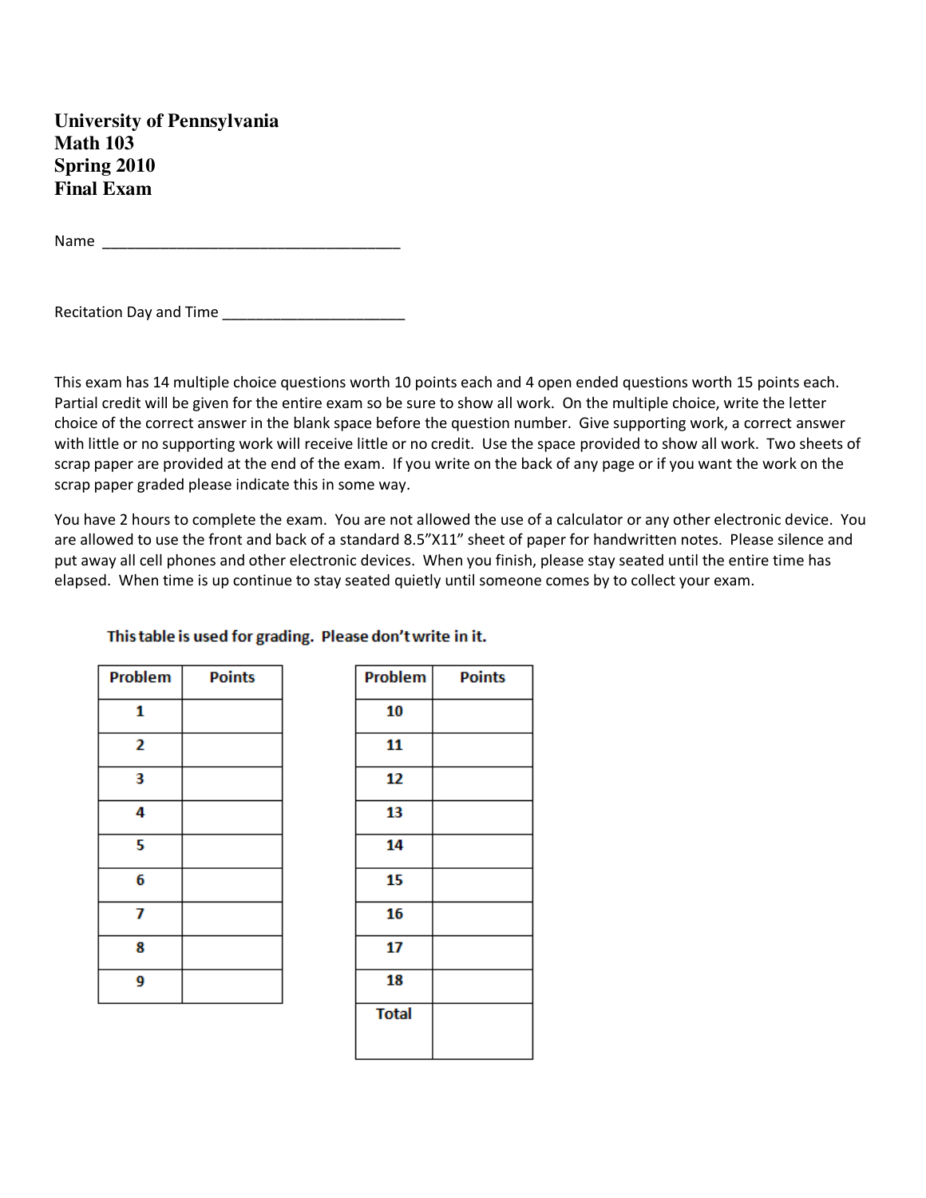# University of Pennsylvania
# Math 103
# Spring 2010
# Final Exam

Name ____________________________________

Recitation Day and Time ______________________

This exam has 14 multiple choice questions worth 10 points each and 4 open ended questions worth 15 points each. Partial credit will be given for the entire exam so be sure to show all work. On the multiple choice, write the letter choice of the correct answer in the blank space before the question number. Give supporting work, a correct answer with little or no supporting work will receive little or no credit. Use the space provided to show all work. Two sheets of scrap paper are provided at the end of the exam. If you write on the back of any page or if you want the work on the scrap paper graded please indicate this in some way.

You have 2 hours to complete the exam. You are not allowed the use of a calculator or any other electronic device. You are allowed to use the front and back of a standard 8.5"X11" sheet of paper for handwritten notes. Please silence and put away all cell phones and other electronic devices. When you finish, please stay seated until the entire time has elapsed. When time is up continue to stay seated quietly until someone comes by to collect your exam.

**This table is used for grading. Please don't write in it.**

| Problem | Points |
|---|---|
| 1 | |
| 2 | |
| 3 | |
| 4 | |
| 5 | |
| 6 | |
| 7 | |
| 8 | |
| 9 | |

| Problem | Points |
|---|---|
| 10 | |
| 11 | |
| 12 | |
| 13 | |
| 14 | |
| 15 | |
| 16 | |
| 17 | |
| 18 | |
| Total | |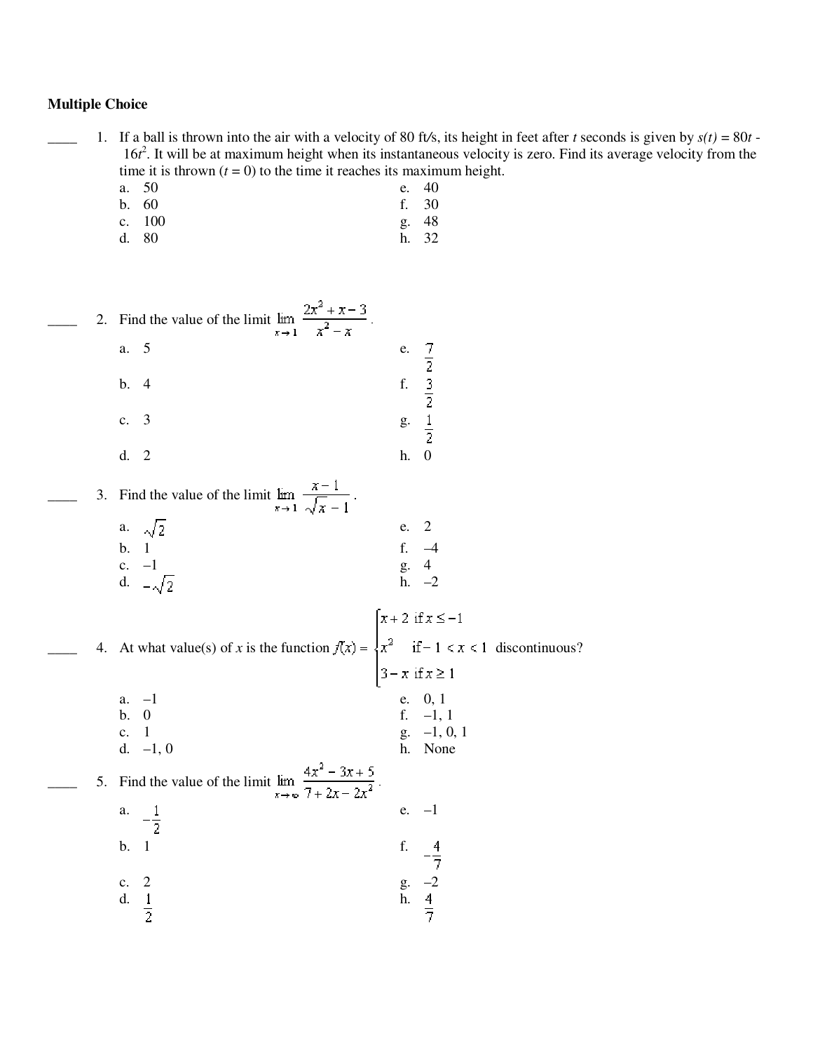## Multiple Choice

____ 1. If a ball is thrown into the air with a velocity of 80 ft/s, its height in feet after $t$ seconds is given by $s(t) = 80t - 16t^2$. It will be at maximum height when its instantaneous velocity is zero. Find its average velocity from the time it is thrown ($t = 0$) to the time it reaches its maximum height.

a. 50
b. 60
c. 100
d. 80
e. 40
f. 30
g. 48
h. 32

____ 2. Find the value of the limit $\lim_{x \to 1} \dfrac{2x^2 + x - 3}{x^2 - x}$.

a. 5
b. 4
c. 3
d. 2
e. $\frac{7}{2}$
f. $\frac{3}{2}$
g. $\frac{1}{2}$
h. 0

____ 3. Find the value of the limit $\lim_{x \to 1} \dfrac{x - 1}{\sqrt{x} - 1}$.

a. $\sqrt{2}$
b. 1
c. –1
d. $-\sqrt{2}$
e. 2
f. –4
g. 4
h. –2

____ 4. At what value(s) of $x$ is the function $f(x) = \begin{cases} x + 2 & \text{if } x \le -1 \\ x^3 & \text{if} -1 < x < 1 \\ 3 - x & \text{if } x \ge 1 \end{cases}$ discontinuous?

a. –1
b. 0
c. 1
d. –1, 0
e. 0, 1
f. –1, 1
g. –1, 0, 1
h. None

____ 5. Find the value of the limit $\lim_{x \to \infty} \dfrac{4x^2 - 3x + 5}{7 + 2x - 2x^2}$.

a. $-\frac{1}{2}$
b. 1
c. 2
d. $\frac{1}{2}$
e. –1
f. $-\frac{4}{7}$
g. –2
h. $\frac{4}{7}$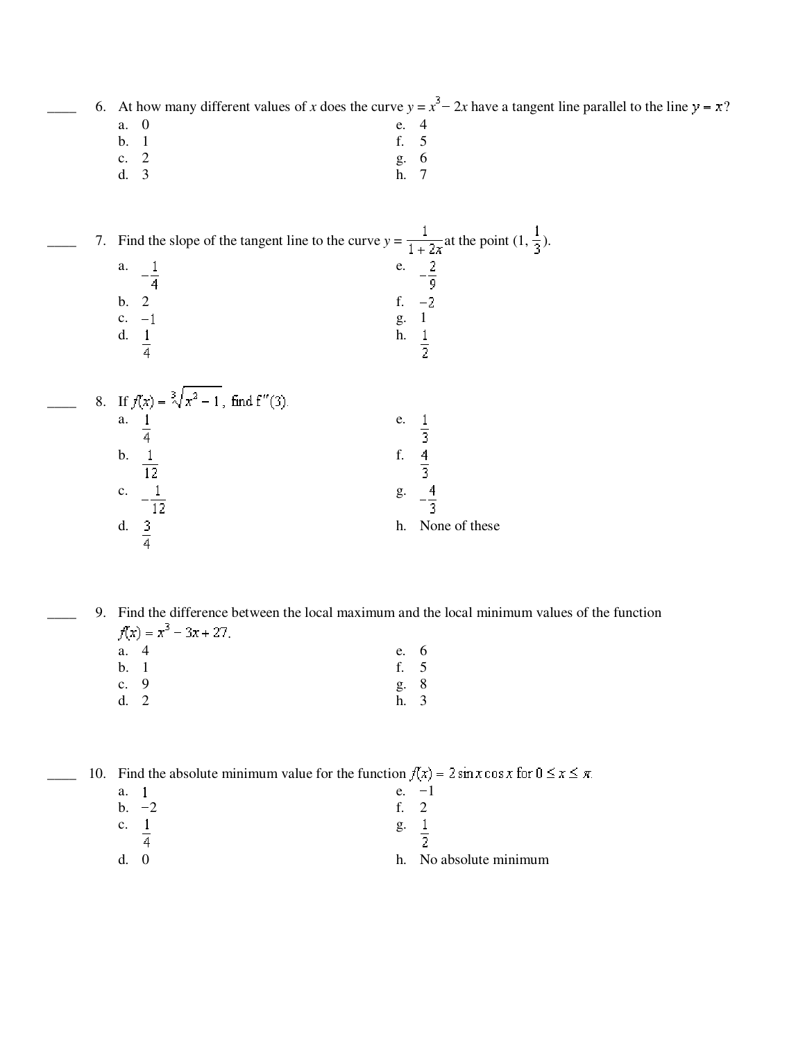____ 6. At how many different values of $x$ does the curve $y = x^3 - 2x$ have a tangent line parallel to the line $y = x$?

a. 0
b. 1
c. 2
d. 3
e. 4
f. 5
g. 6
h. 7

____ 7. Find the slope of the tangent line to the curve $y = \dfrac{1}{1 + 2x}$ at the point $(1, \dfrac{1}{3})$.

a. $-\dfrac{1}{4}$
b. 2
c. $-1$
d. $\dfrac{1}{4}$
e. $-\dfrac{2}{9}$
f. $-2$
g. 1
h. $\dfrac{1}{2}$

____ 8. If $f(x) = \sqrt[3]{x^2 - 1}$, find $f''(3)$.

a. $\dfrac{1}{4}$
b. $\dfrac{1}{12}$
c. $-\dfrac{1}{12}$
d. $\dfrac{3}{4}$
e. $\dfrac{1}{3}$
f. $\dfrac{4}{3}$
g. $-\dfrac{4}{3}$
h. None of these

____ 9. Find the difference between the local maximum and the local minimum values of the function $f(x) = x^3 - 3x + 27$.

a. 4
b. 1
c. 9
d. 2
e. 6
f. 5
g. 8
h. 3

____ 10. Find the absolute minimum value for the function $f(x) = 2\sin x \cos x$ for $0 \le x \le \pi$.

a. 1
b. $-2$
c. $\dfrac{1}{4}$
d. 0
e. $-1$
f. 2
g. $\dfrac{1}{2}$
h. No absolute minimum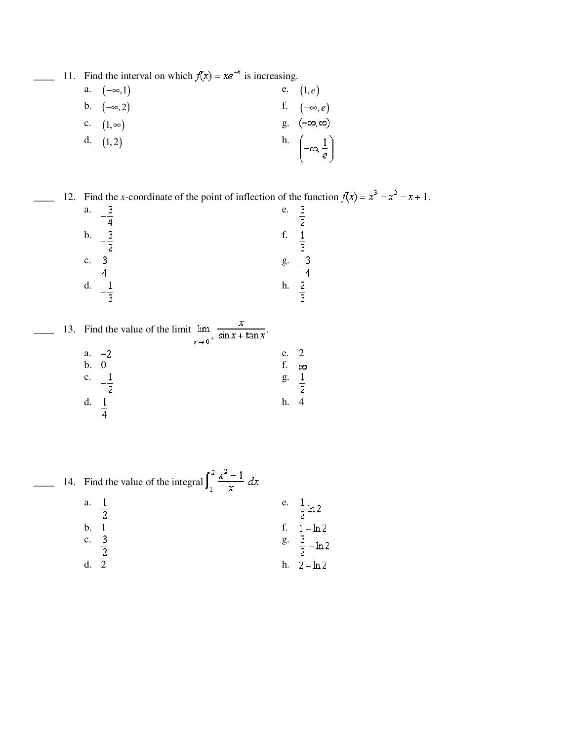____ 11. Find the interval on which $f(x) = xe^{-x}$ is increasing.

a. $(-\infty, 1)$
b. $(-\infty, 2)$
c. $(1, \infty)$
d. $(1, 2)$
e. $(1, e)$
f. $(-\infty, e)$
g. $(-\infty, \infty)$
h. $\left(-\infty, \frac{1}{e}\right)$

____ 12. Find the $x$-coordinate of the point of inflection of the function $f(x) = x^3 - x^2 - x + 1$.

a. $-\frac{3}{4}$
b. $-\frac{3}{2}$
c. $\frac{3}{4}$
d. $-\frac{1}{3}$
e. $\frac{3}{2}$
f. $\frac{1}{3}$
g. $-\frac{3}{4}$
h. $\frac{2}{3}$

____ 13. Find the value of the limit $\lim_{x \to 0^+} \frac{x}{\sin x + \tan x}$.

a. $-2$
b. $0$
c. $-\frac{1}{2}$
d. $\frac{1}{4}$
e. $2$
f. $\infty$
g. $\frac{1}{2}$
h. $4$

____ 14. Find the value of the integral $\int_1^2 \frac{x^2 - 1}{x}\, dx$.

a. $\frac{1}{2}$
b. $1$
c. $\frac{3}{2}$
d. $2$
e. $\frac{1}{2}\ln 2$
f. $1 + \ln 2$
g. $\frac{3}{2} - \ln 2$
h. $2 + \ln 2$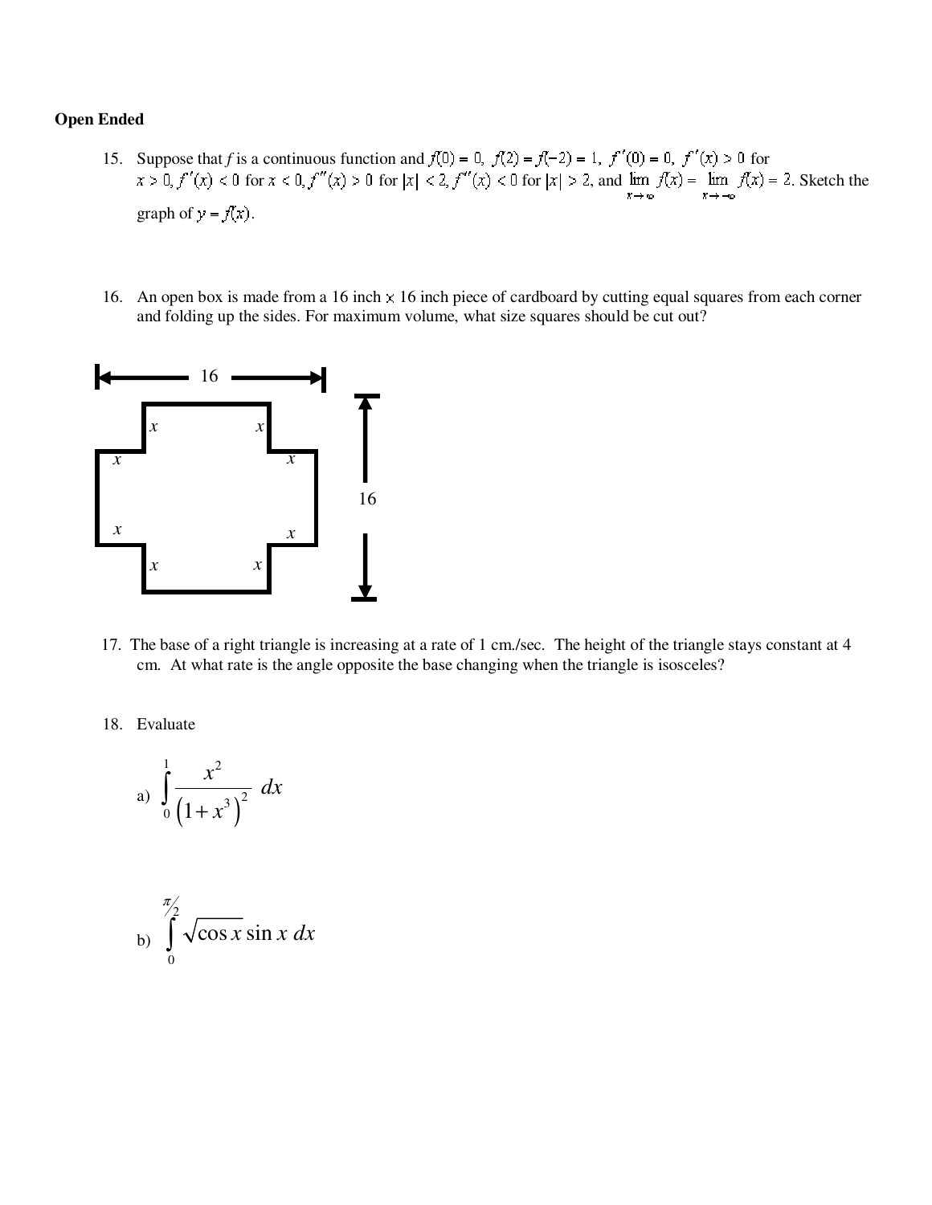**Open Ended**

15. Suppose that $f$ is a continuous function and $f(0) = 0$, $f(2) = f(-2) = 1$, $f'(0) = 0$, $f'(x) > 0$ for $x > 0$, $f'(x) < 0$ for $x < 0$, $f''(x) > 0$ for $|x| < 2$, $f''(x) < 0$ for $|x| > 2$, and $\lim_{x \to \infty} f(x) = \lim_{x \to -\infty} f(x) = 2$. Sketch the graph of $y = f(x)$.

16. An open box is made from a 16 inch × 16 inch piece of cardboard by cutting equal squares from each corner and folding up the sides. For maximum volume, what size squares should be cut out?

16

$x$ $x$

$x$ $x$

16

$x$ $x$

$x$ $x$

17. The base of a right triangle is increasing at a rate of 1 cm./sec. The height of the triangle stays constant at 4 cm. At what rate is the angle opposite the base changing when the triangle is isosceles?

18. Evaluate

a) $$\int_0^1 \frac{x^2}{\left(1+x^3\right)^2}\, dx$$

b) $$\int_0^{\pi/2} \sqrt{\cos x}\,\sin x\, dx$$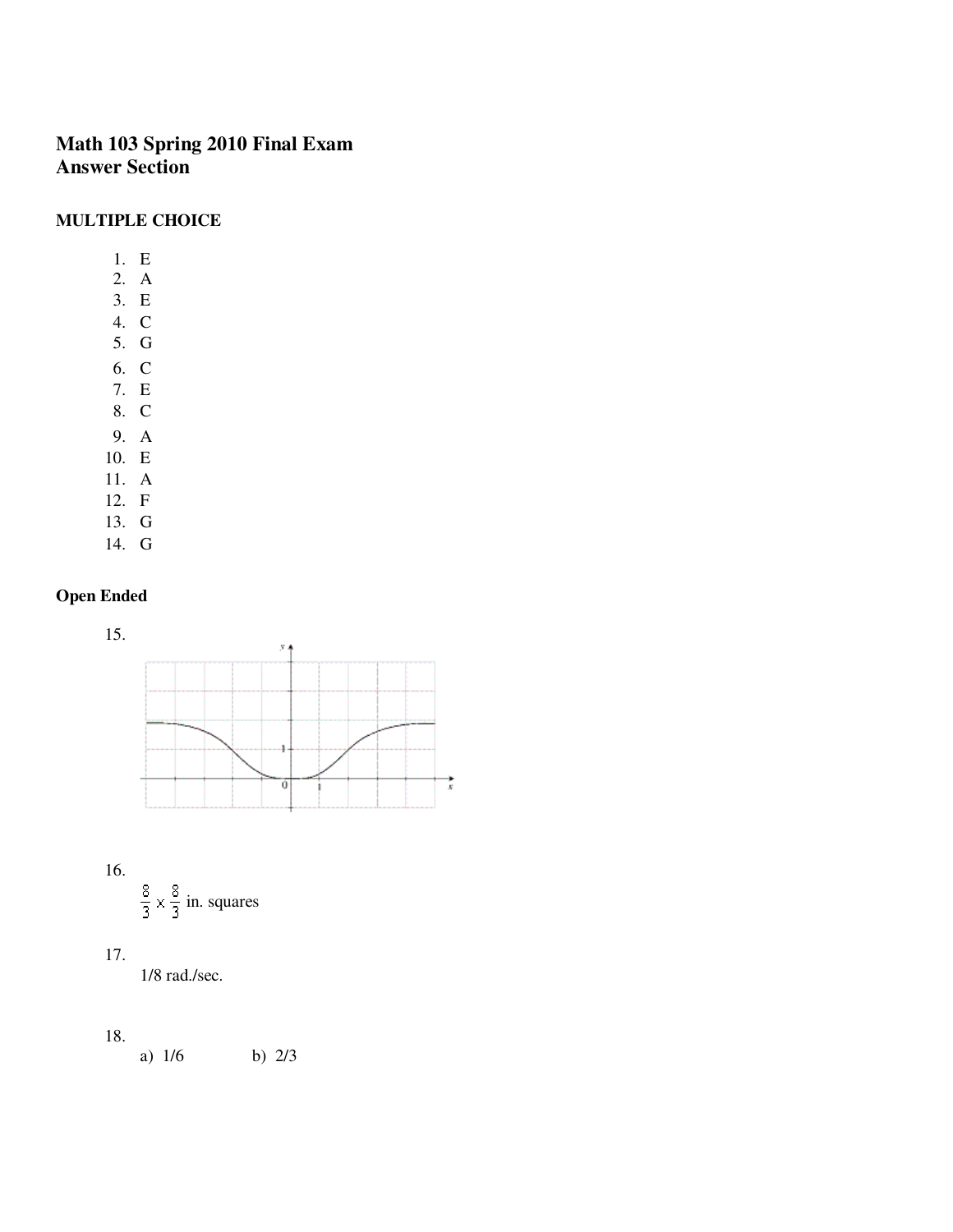# Math 103 Spring 2010 Final Exam
## Answer Section

### MULTIPLE CHOICE

1. E
2. A
3. E
4. C
5. G
6. C
7. E
8. C
9. A
10. E
11. A
12. F
13. G
14. G

### Open Ended

15.

y

1

0

1

x

16.
$\frac{8}{3} \times \frac{8}{3}$ in. squares

17.
1/8 rad./sec.

18.
a) 1/6 b) 2/3